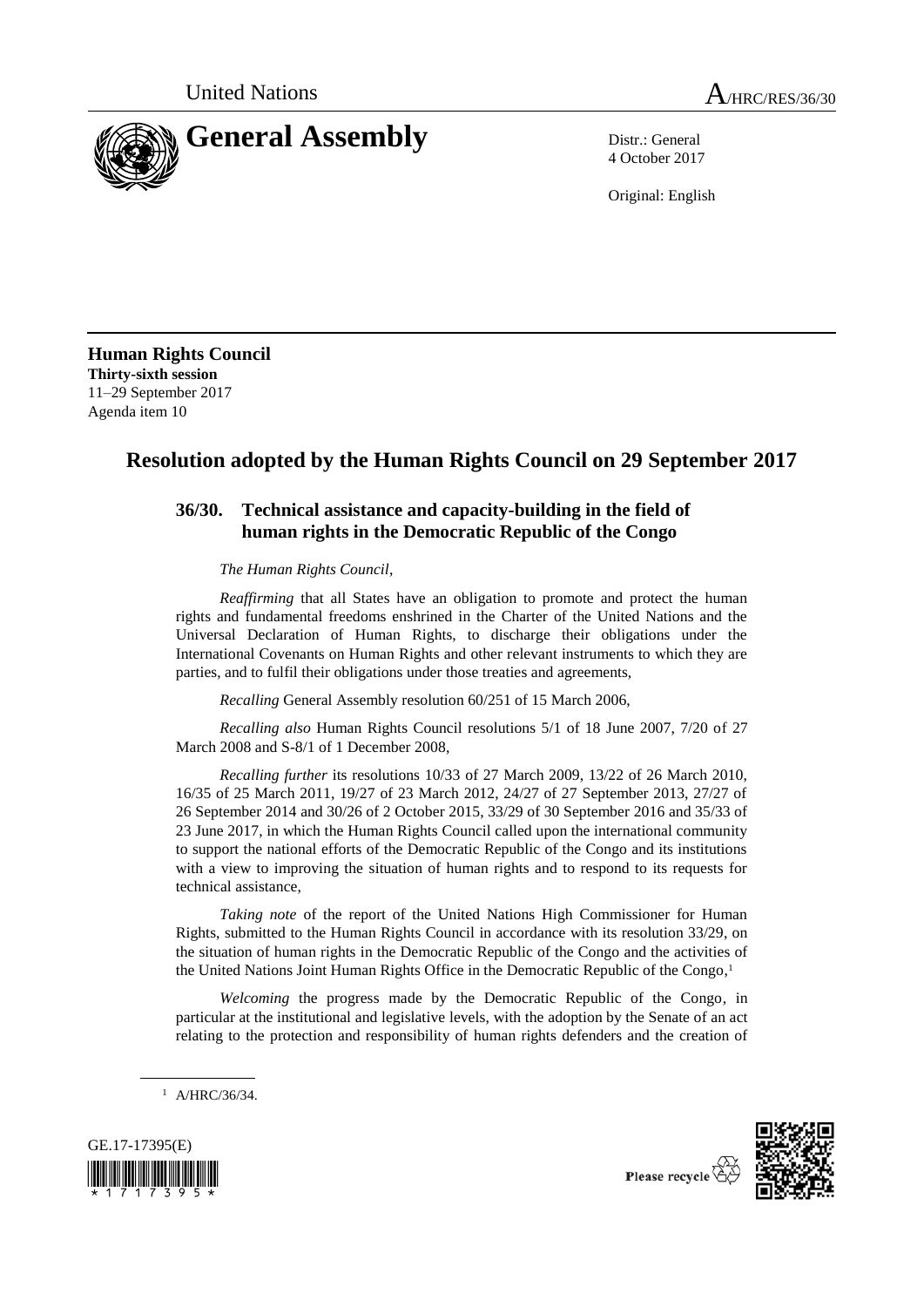United Nations A/HRC/RES/36/30

# General Assembly

Distr.: General
4 October 2017

Original: English

**Human Rights Council**
**Thirty-sixth session**
11–29 September 2017
Agenda item 10

## Resolution adopted by the Human Rights Council on 29 September 2017

### 36/30. Technical assistance and capacity-building in the field of human rights in the Democratic Republic of the Congo

*The Human Rights Council*,

*Reaffirming* that all States have an obligation to promote and protect the human rights and fundamental freedoms enshrined in the Charter of the United Nations and the Universal Declaration of Human Rights, to discharge their obligations under the International Covenants on Human Rights and other relevant instruments to which they are parties, and to fulfil their obligations under those treaties and agreements,

*Recalling* General Assembly resolution 60/251 of 15 March 2006,

*Recalling also* Human Rights Council resolutions 5/1 of 18 June 2007, 7/20 of 27 March 2008 and S-8/1 of 1 December 2008,

*Recalling further* its resolutions 10/33 of 27 March 2009, 13/22 of 26 March 2010, 16/35 of 25 March 2011, 19/27 of 23 March 2012, 24/27 of 27 September 2013, 27/27 of 26 September 2014 and 30/26 of 2 October 2015, 33/29 of 30 September 2016 and 35/33 of 23 June 2017, in which the Human Rights Council called upon the international community to support the national efforts of the Democratic Republic of the Congo and its institutions with a view to improving the situation of human rights and to respond to its requests for technical assistance,

*Taking note* of the report of the United Nations High Commissioner for Human Rights, submitted to the Human Rights Council in accordance with its resolution 33/29, on the situation of human rights in the Democratic Republic of the Congo and the activities of the United Nations Joint Human Rights Office in the Democratic Republic of the Congo,[1]

*Welcoming* the progress made by the Democratic Republic of the Congo, in particular at the institutional and legislative levels, with the adoption by the Senate of an act relating to the protection and responsibility of human rights defenders and the creation of

[1] A/HRC/36/34.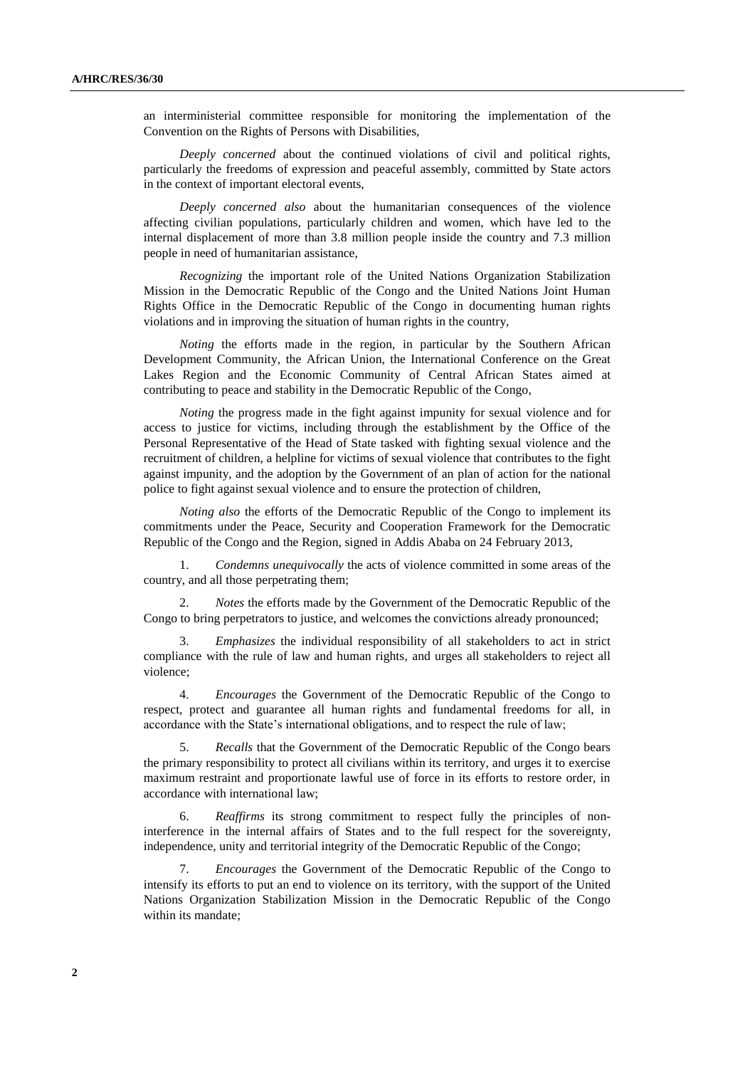an interministerial committee responsible for monitoring the implementation of the Convention on the Rights of Persons with Disabilities,

*Deeply concerned* about the continued violations of civil and political rights, particularly the freedoms of expression and peaceful assembly, committed by State actors in the context of important electoral events,

*Deeply concerned also* about the humanitarian consequences of the violence affecting civilian populations, particularly children and women, which have led to the internal displacement of more than 3.8 million people inside the country and 7.3 million people in need of humanitarian assistance,

*Recognizing* the important role of the United Nations Organization Stabilization Mission in the Democratic Republic of the Congo and the United Nations Joint Human Rights Office in the Democratic Republic of the Congo in documenting human rights violations and in improving the situation of human rights in the country,

*Noting* the efforts made in the region, in particular by the Southern African Development Community, the African Union, the International Conference on the Great Lakes Region and the Economic Community of Central African States aimed at contributing to peace and stability in the Democratic Republic of the Congo,

*Noting* the progress made in the fight against impunity for sexual violence and for access to justice for victims, including through the establishment by the Office of the Personal Representative of the Head of State tasked with fighting sexual violence and the recruitment of children, a helpline for victims of sexual violence that contributes to the fight against impunity, and the adoption by the Government of an plan of action for the national police to fight against sexual violence and to ensure the protection of children,

*Noting also* the efforts of the Democratic Republic of the Congo to implement its commitments under the Peace, Security and Cooperation Framework for the Democratic Republic of the Congo and the Region, signed in Addis Ababa on 24 February 2013,

1. *Condemns unequivocally* the acts of violence committed in some areas of the country, and all those perpetrating them;

2. *Notes* the efforts made by the Government of the Democratic Republic of the Congo to bring perpetrators to justice, and welcomes the convictions already pronounced;

3. *Emphasizes* the individual responsibility of all stakeholders to act in strict compliance with the rule of law and human rights, and urges all stakeholders to reject all violence;

4. *Encourages* the Government of the Democratic Republic of the Congo to respect, protect and guarantee all human rights and fundamental freedoms for all, in accordance with the State's international obligations, and to respect the rule of law;

5. *Recalls* that the Government of the Democratic Republic of the Congo bears the primary responsibility to protect all civilians within its territory, and urges it to exercise maximum restraint and proportionate lawful use of force in its efforts to restore order, in accordance with international law;

6. *Reaffirms* its strong commitment to respect fully the principles of non-interference in the internal affairs of States and to the full respect for the sovereignty, independence, unity and territorial integrity of the Democratic Republic of the Congo;

7. *Encourages* the Government of the Democratic Republic of the Congo to intensify its efforts to put an end to violence on its territory, with the support of the United Nations Organization Stabilization Mission in the Democratic Republic of the Congo within its mandate;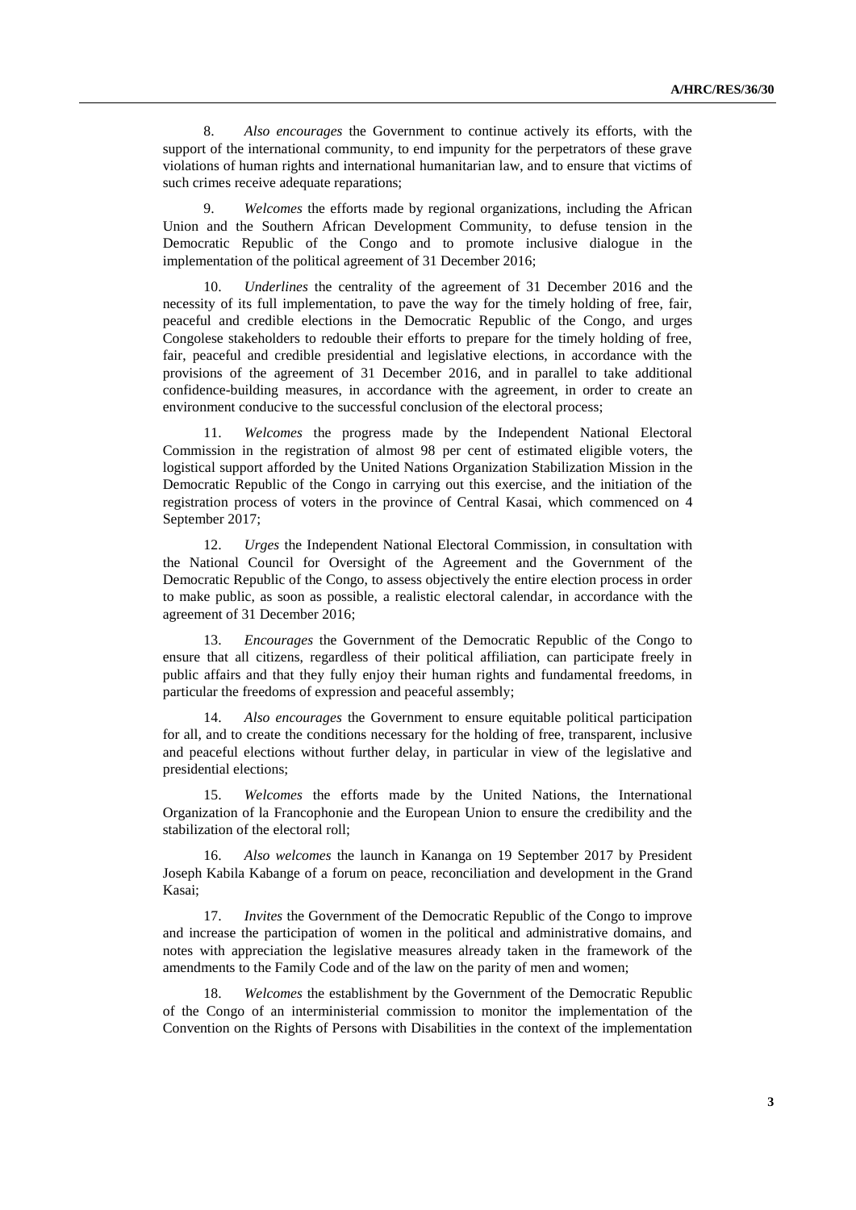8. *Also encourages* the Government to continue actively its efforts, with the support of the international community, to end impunity for the perpetrators of these grave violations of human rights and international humanitarian law, and to ensure that victims of such crimes receive adequate reparations;

9. *Welcomes* the efforts made by regional organizations, including the African Union and the Southern African Development Community, to defuse tension in the Democratic Republic of the Congo and to promote inclusive dialogue in the implementation of the political agreement of 31 December 2016;

10. *Underlines* the centrality of the agreement of 31 December 2016 and the necessity of its full implementation, to pave the way for the timely holding of free, fair, peaceful and credible elections in the Democratic Republic of the Congo, and urges Congolese stakeholders to redouble their efforts to prepare for the timely holding of free, fair, peaceful and credible presidential and legislative elections, in accordance with the provisions of the agreement of 31 December 2016, and in parallel to take additional confidence-building measures, in accordance with the agreement, in order to create an environment conducive to the successful conclusion of the electoral process;

11. *Welcomes* the progress made by the Independent National Electoral Commission in the registration of almost 98 per cent of estimated eligible voters, the logistical support afforded by the United Nations Organization Stabilization Mission in the Democratic Republic of the Congo in carrying out this exercise, and the initiation of the registration process of voters in the province of Central Kasai, which commenced on 4 September 2017;

12. *Urges* the Independent National Electoral Commission, in consultation with the National Council for Oversight of the Agreement and the Government of the Democratic Republic of the Congo, to assess objectively the entire election process in order to make public, as soon as possible, a realistic electoral calendar, in accordance with the agreement of 31 December 2016;

13. *Encourages* the Government of the Democratic Republic of the Congo to ensure that all citizens, regardless of their political affiliation, can participate freely in public affairs and that they fully enjoy their human rights and fundamental freedoms, in particular the freedoms of expression and peaceful assembly;

14. *Also encourages* the Government to ensure equitable political participation for all, and to create the conditions necessary for the holding of free, transparent, inclusive and peaceful elections without further delay, in particular in view of the legislative and presidential elections;

15. *Welcomes* the efforts made by the United Nations, the International Organization of la Francophonie and the European Union to ensure the credibility and the stabilization of the electoral roll;

16. *Also welcomes* the launch in Kananga on 19 September 2017 by President Joseph Kabila Kabange of a forum on peace, reconciliation and development in the Grand Kasai;

17. *Invites* the Government of the Democratic Republic of the Congo to improve and increase the participation of women in the political and administrative domains, and notes with appreciation the legislative measures already taken in the framework of the amendments to the Family Code and of the law on the parity of men and women;

18. *Welcomes* the establishment by the Government of the Democratic Republic of the Congo of an interministerial commission to monitor the implementation of the Convention on the Rights of Persons with Disabilities in the context of the implementation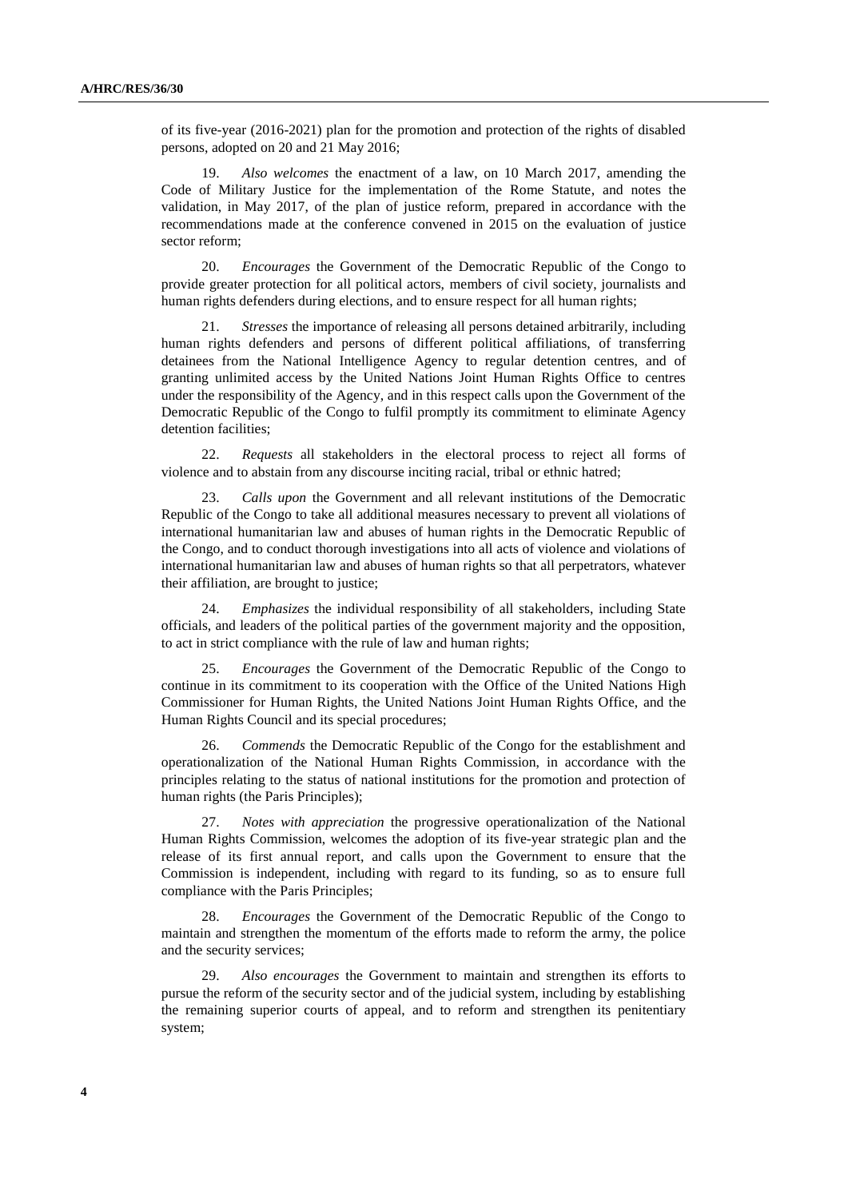of its five-year (2016-2021) plan for the promotion and protection of the rights of disabled persons, adopted on 20 and 21 May 2016;

19. *Also welcomes* the enactment of a law, on 10 March 2017, amending the Code of Military Justice for the implementation of the Rome Statute, and notes the validation, in May 2017, of the plan of justice reform, prepared in accordance with the recommendations made at the conference convened in 2015 on the evaluation of justice sector reform;

20. *Encourages* the Government of the Democratic Republic of the Congo to provide greater protection for all political actors, members of civil society, journalists and human rights defenders during elections, and to ensure respect for all human rights;

21. *Stresses* the importance of releasing all persons detained arbitrarily, including human rights defenders and persons of different political affiliations, of transferring detainees from the National Intelligence Agency to regular detention centres, and of granting unlimited access by the United Nations Joint Human Rights Office to centres under the responsibility of the Agency, and in this respect calls upon the Government of the Democratic Republic of the Congo to fulfil promptly its commitment to eliminate Agency detention facilities;

22. *Requests* all stakeholders in the electoral process to reject all forms of violence and to abstain from any discourse inciting racial, tribal or ethnic hatred;

23. *Calls upon* the Government and all relevant institutions of the Democratic Republic of the Congo to take all additional measures necessary to prevent all violations of international humanitarian law and abuses of human rights in the Democratic Republic of the Congo, and to conduct thorough investigations into all acts of violence and violations of international humanitarian law and abuses of human rights so that all perpetrators, whatever their affiliation, are brought to justice;

24. *Emphasizes* the individual responsibility of all stakeholders, including State officials, and leaders of the political parties of the government majority and the opposition, to act in strict compliance with the rule of law and human rights;

25. *Encourages* the Government of the Democratic Republic of the Congo to continue in its commitment to its cooperation with the Office of the United Nations High Commissioner for Human Rights, the United Nations Joint Human Rights Office, and the Human Rights Council and its special procedures;

26. *Commends* the Democratic Republic of the Congo for the establishment and operationalization of the National Human Rights Commission, in accordance with the principles relating to the status of national institutions for the promotion and protection of human rights (the Paris Principles);

27. *Notes with appreciation* the progressive operationalization of the National Human Rights Commission, welcomes the adoption of its five-year strategic plan and the release of its first annual report, and calls upon the Government to ensure that the Commission is independent, including with regard to its funding, so as to ensure full compliance with the Paris Principles;

28. *Encourages* the Government of the Democratic Republic of the Congo to maintain and strengthen the momentum of the efforts made to reform the army, the police and the security services;

29. *Also encourages* the Government to maintain and strengthen its efforts to pursue the reform of the security sector and of the judicial system, including by establishing the remaining superior courts of appeal, and to reform and strengthen its penitentiary system;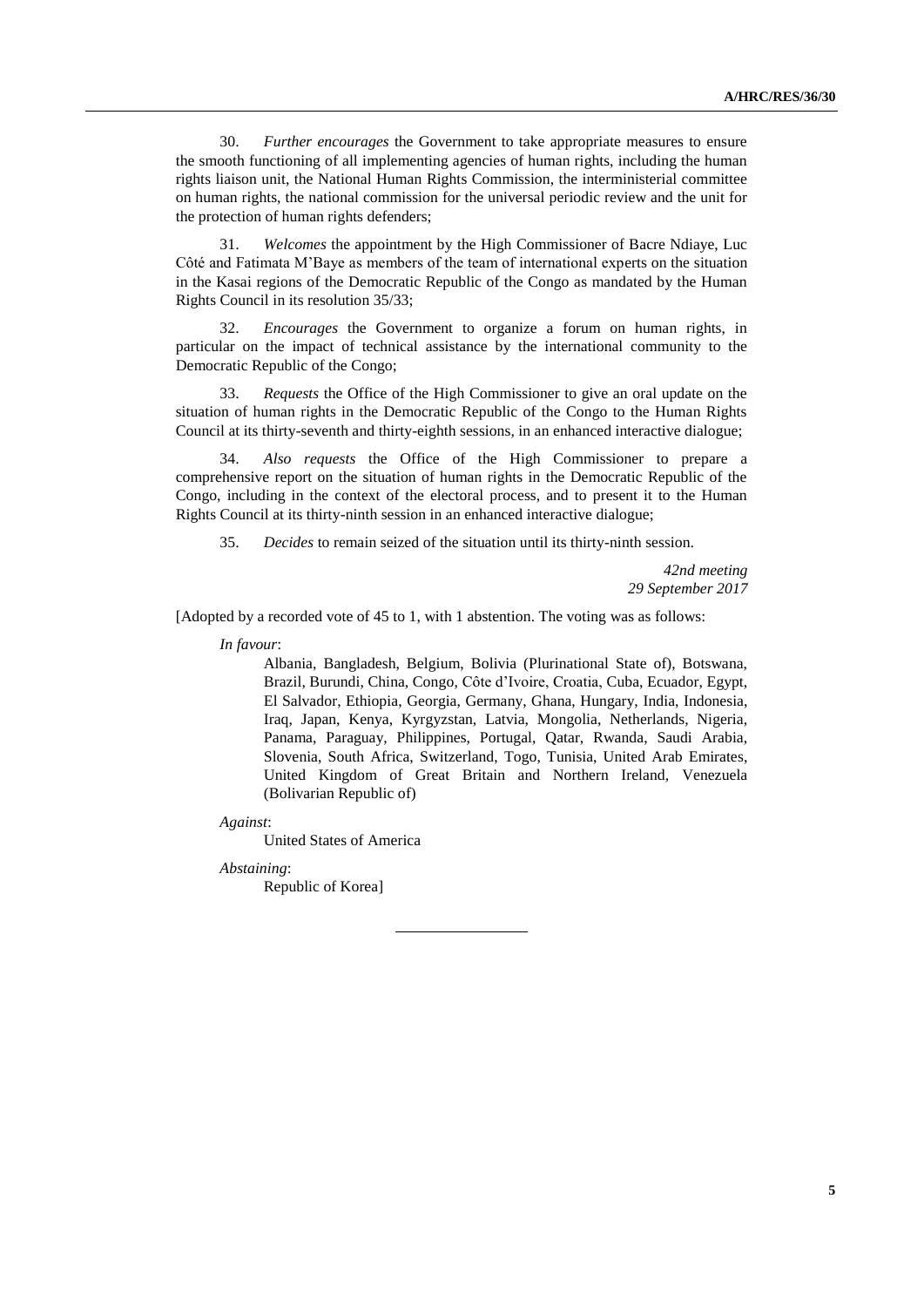30. *Further encourages* the Government to take appropriate measures to ensure the smooth functioning of all implementing agencies of human rights, including the human rights liaison unit, the National Human Rights Commission, the interministerial committee on human rights, the national commission for the universal periodic review and the unit for the protection of human rights defenders;

31. *Welcomes* the appointment by the High Commissioner of Bacre Ndiaye, Luc Côté and Fatimata M'Baye as members of the team of international experts on the situation in the Kasai regions of the Democratic Republic of the Congo as mandated by the Human Rights Council in its resolution 35/33;

32. *Encourages* the Government to organize a forum on human rights, in particular on the impact of technical assistance by the international community to the Democratic Republic of the Congo;

33. *Requests* the Office of the High Commissioner to give an oral update on the situation of human rights in the Democratic Republic of the Congo to the Human Rights Council at its thirty-seventh and thirty-eighth sessions, in an enhanced interactive dialogue;

34. *Also requests* the Office of the High Commissioner to prepare a comprehensive report on the situation of human rights in the Democratic Republic of the Congo, including in the context of the electoral process, and to present it to the Human Rights Council at its thirty-ninth session in an enhanced interactive dialogue;

35. *Decides* to remain seized of the situation until its thirty-ninth session.

*42nd meeting*
*29 September 2017*

[Adopted by a recorded vote of 45 to 1, with 1 abstention. The voting was as follows:

*In favour*:

Albania, Bangladesh, Belgium, Bolivia (Plurinational State of), Botswana, Brazil, Burundi, China, Congo, Côte d'Ivoire, Croatia, Cuba, Ecuador, Egypt, El Salvador, Ethiopia, Georgia, Germany, Ghana, Hungary, India, Indonesia, Iraq, Japan, Kenya, Kyrgyzstan, Latvia, Mongolia, Netherlands, Nigeria, Panama, Paraguay, Philippines, Portugal, Qatar, Rwanda, Saudi Arabia, Slovenia, South Africa, Switzerland, Togo, Tunisia, United Arab Emirates, United Kingdom of Great Britain and Northern Ireland, Venezuela (Bolivarian Republic of)

*Against*:

United States of America

*Abstaining*:

Republic of Korea]